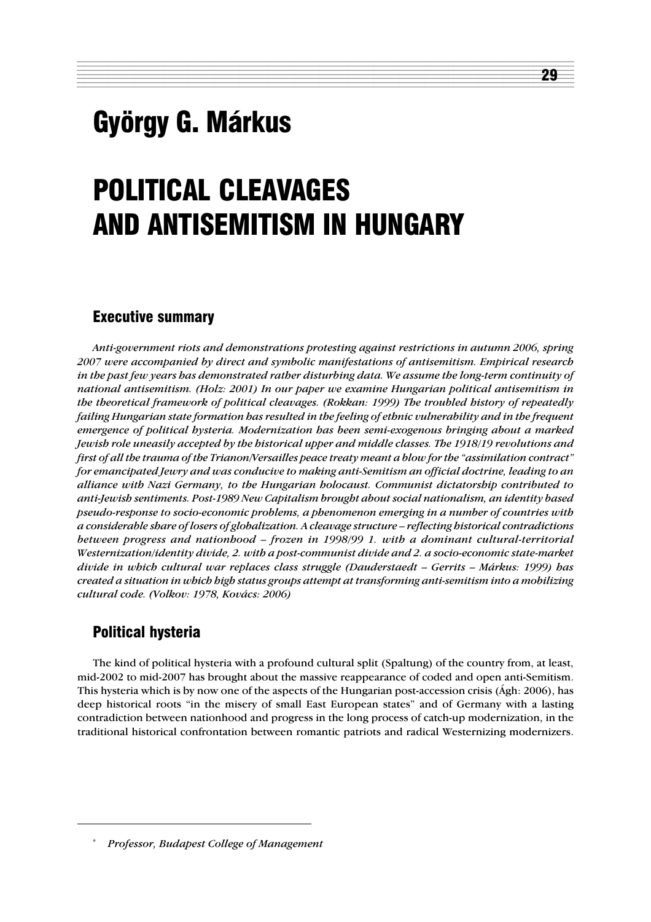# György G. Márkus

# POLITICAL CLEAVAGES AND ANTISEMITISM IN HUNGARY

## Executive summary

*Anti-government riots and demonstrations protesting against restrictions in autumn 2006, spring 2007 were accompanied by direct and symbolic manifestations of antisemitism. Empirical research in the past few years has demonstrated rather disturbing data. We assume the long-term continuity of national antisemitism. (Holz: 2001) In our paper we examine Hungarian political antisemitism in the theoretical framework of political cleavages. (Rokkan: 1999) The troubled history of repeatedly failing Hungarian state formation has resulted in the feeling of ethnic vulnerability and in the frequent emergence of political hysteria. Modernization has been semi-exogenous bringing about a marked Jewish role uneasily accepted by the historical upper and middle classes. The 1918/19 revolutions and first of all the trauma of the Trianon/Versailles peace treaty meant a blow for the "assimilation contract" for emancipated Jewry and was conducive to making anti-Semitism an official doctrine, leading to an alliance with Nazi Germany, to the Hungarian holocaust. Communist dictatorship contributed to anti-Jewish sentiments. Post-1989 New Capitalism brought about social nationalism, an identity based pseudo-response to socio-economic problems, a phenomenon emerging in a number of countries with a considerable share of losers of globalization. A cleavage structure – reflecting historical contradictions between progress and nationhood – frozen in 1998/99 1. with a dominant cultural-territorial Westernization/identity divide, 2. with a post-communist divide and 2. a socio-economic state-market divide in which cultural war replaces class struggle (Dauderstaedt – Gerrits – Márkus: 1999) has created a situation in which high status groups attempt at transforming anti-semitism into a mobilizing cultural code. (Volkov: 1978, Kovács: 2006)*

## Political hysteria

The kind of political hysteria with a profound cultural split (Spaltung) of the country from, at least, mid-2002 to mid-2007 has brought about the massive reappearance of coded and open anti-Semitism. This hysteria which is by now one of the aspects of the Hungarian post-accession crisis (Ágh: 2006), has deep historical roots "in the misery of small East European states" and of Germany with a lasting contradiction between nationhood and progress in the long process of catch-up modernization, in the traditional historical confrontation between romantic patriots and radical Westernizing modernizers.

---

\* *Professor, Budapest College of Management*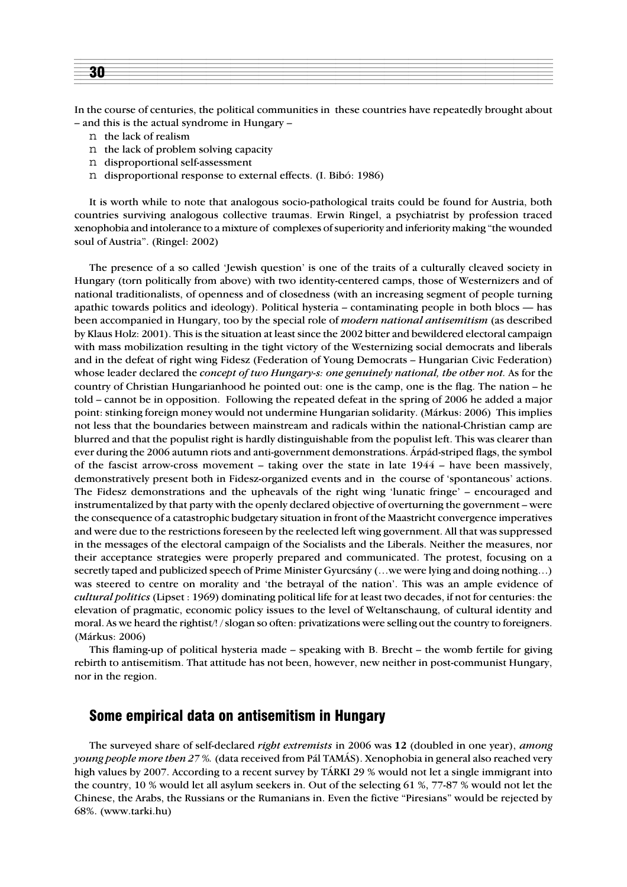In the course of centuries, the political communities in these countries have repeatedly brought about – and this is the actual syndrome in Hungary –

- the lack of realism
- the lack of problem solving capacity
- disproportional self-assessment
- disproportional response to external effects. (I. Bibó: 1986)

It is worth while to note that analogous socio-pathological traits could be found for Austria, both countries surviving analogous collective traumas. Erwin Ringel, a psychiatrist by profession traced xenophobia and intolerance to a mixture of complexes of superiority and inferiority making "the wounded soul of Austria". (Ringel: 2002)

The presence of a so called 'Jewish question' is one of the traits of a culturally cleaved society in Hungary (torn politically from above) with two identity-centered camps, those of Westernizers and of national traditionalists, of openness and of closedness (with an increasing segment of people turning apathic towards politics and ideology). Political hysteria – contaminating people in both blocs — has been accompanied in Hungary, too by the special role of *modern national antisemitism* (as described by Klaus Holz: 2001). This is the situation at least since the 2002 bitter and bewildered electoral campaign with mass mobilization resulting in the tight victory of the Westernizing social democrats and liberals and in the defeat of right wing Fidesz (Federation of Young Democrats – Hungarian Civic Federation) whose leader declared the *concept of two Hungary-s: one genuinely national, the other not.* As for the country of Christian Hungarianhood he pointed out: one is the camp, one is the flag. The nation – he told – cannot be in opposition. Following the repeated defeat in the spring of 2006 he added a major point: stinking foreign money would not undermine Hungarian solidarity. (Márkus: 2006) This implies not less that the boundaries between mainstream and radicals within the national-Christian camp are blurred and that the populist right is hardly distinguishable from the populist left. This was clearer than ever during the 2006 autumn riots and anti-government demonstrations. Árpád-striped flags, the symbol of the fascist arrow-cross movement – taking over the state in late 1944 – have been massively, demonstratively present both in Fidesz-organized events and in the course of 'spontaneous' actions. The Fidesz demonstrations and the upheavals of the right wing 'lunatic fringe' – encouraged and instrumentalized by that party with the openly declared objective of overturning the government – were the consequence of a catastrophic budgetary situation in front of the Maastricht convergence imperatives and were due to the restrictions foreseen by the reelected left wing government. All that was suppressed in the messages of the electoral campaign of the Socialists and the Liberals. Neither the measures, nor their acceptance strategies were properly prepared and communicated. The protest, focusing on a secretly taped and publicized speech of Prime Minister Gyurcsány (…we were lying and doing nothing…) was steered to centre on morality and 'the betrayal of the nation'. This was an ample evidence of *cultural politics* (Lipset : 1969) dominating political life for at least two decades, if not for centuries: the elevation of pragmatic, economic policy issues to the level of Weltanschauung, of cultural identity and moral. As we heard the rightist/!/ slogan so often: privatizations were selling out the country to foreigners. (Márkus: 2006)

This flaming-up of political hysteria made – speaking with B. Brecht – the womb fertile for giving rebirth to antisemitism. That attitude has not been, however, new neither in post-communist Hungary, nor in the region.

## Some empirical data on antisemitism in Hungary

The surveyed share of self-declared *right extremists* in 2006 was **12** (doubled in one year), *among young people more then 27 %.* (data received from Pál TAMÁS). Xenophobia in general also reached very high values by 2007. According to a recent survey by TÁRKI 29 % would not let a single immigrant into the country, 10 % would let all asylum seekers in. Out of the selecting 61 %, 77-87 % would not let the Chinese, the Arabs, the Russians or the Rumanians in. Even the fictive "Piresians" would be rejected by 68%. (www.tarki.hu)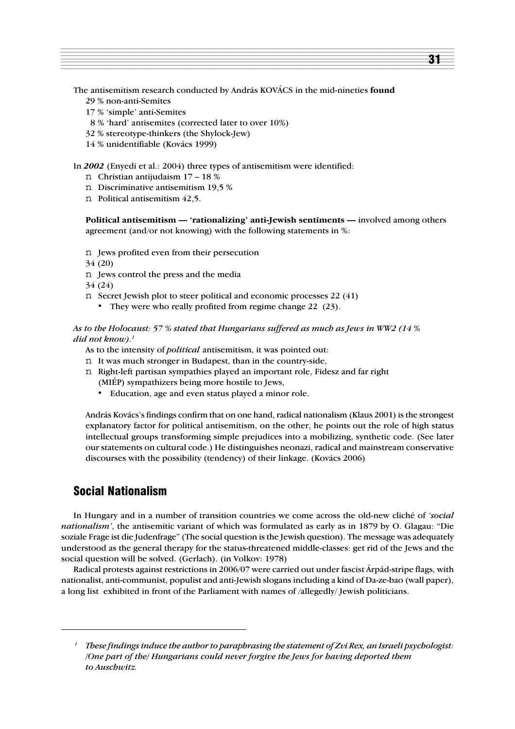The antisemitism research conducted by András KOVÁCS in the mid-nineties **found**

29 % non-anti-Semites
17 % 'simple' anti-Semites
8 % 'hard' antisemites (corrected later to over 10%)
32 % stereotype-thinkers (the Shylock-Jew)
14 % unidentifiable (Kovács 1999)

In ***2002*** (Enyedi et al.: 2004) three types of antisemitism were identified:

- Christian antijudaism 17 – 18 %
- Discriminative antisemitism 19,5 %
- Political antisemitism 42,5.

**Political antisemitism — 'rationalizing' anti-Jewish sentiments —** involved among others agreement (and/or not knowing) with the following statements in %:

- Jews profited even from their persecution
34 (20)
- Jews control the press and the media
34 (24)
- Secret Jewish plot to steer political and economic processes 22 (41)
  - They were who really profited from regime change 22 (23).

*As to the Holocaust: 57 % stated that Hungarians suffered as much as Jews in WW2 (14 % did not know).*[1]

As to the intensity of *political* antisemitism, it was pointed out:

- It was much stronger in Budapest, than in the country-side,
- Right-left partisan sympathies played an important role, Fidesz and far right (MIÉP) sympathizers being more hostile to Jews,
  - Education, age and even status played a minor role.

András Kovács's findings confirm that on one hand, radical nationalism (Klaus 2001) is the strongest explanatory factor for political antisemitism, on the other, he points out the role of high status intellectual groups transforming simple prejudices into a mobilizing, synthetic code. (See later our statements on cultural code.) He distinguishes neonazi, radical and mainstream conservative discourses with the possibility (tendency) of their linkage. (Kovács 2006)

## Social Nationalism

In Hungary and in a number of transition countries we come across the old-new cliché of *'social nationalism'*, the antisemitic variant of which was formulated as early as in 1879 by O. Glagau: "Die soziale Frage ist die Judenfrage" (The social question is the Jewish question). The message was adequately understood as the general therapy for the status-threatened middle-classes: get rid of the Jews and the social question will be solved. (Gerlach). (in Volkov: 1978)

Radical protests against restrictions in 2006/07 were carried out under fascist Árpád-stripe flags, with nationalist, anti-communist, populist and anti-Jewish slogans including a kind of Da-ze-bao (wall paper), a long list exhibited in front of the Parliament with names of /allegedly/ Jewish politicians.

---

[1] *These findings induce the author to paraphrasing the statement of Zvi Rex, an Israeli psychologist: /One part of the/ Hungarians could never forgive the Jews for having deported them to Auschwitz.*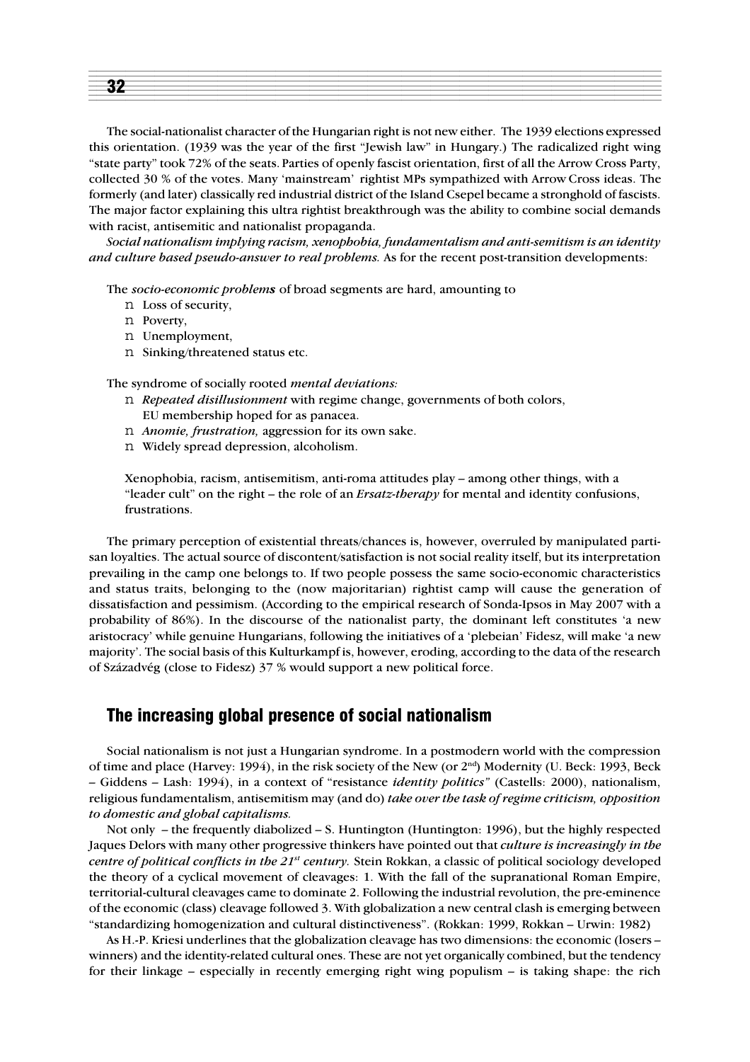The social-nationalist character of the Hungarian right is not new either. The 1939 elections expressed this orientation. (1939 was the year of the first "Jewish law" in Hungary.) The radicalized right wing "state party" took 72% of the seats. Parties of openly fascist orientation, first of all the Arrow Cross Party, collected 30 % of the votes. Many 'mainstream' rightist MPs sympathized with Arrow Cross ideas. The formerly (and later) classically red industrial district of the Island Csepel became a stronghold of fascists. The major factor explaining this ultra rightist breakthrough was the ability to combine social demands with racist, antisemitic and nationalist propaganda.

***Social nationalism implying racism, xenophobia, fundamentalism and anti-semitism is an identity and culture based pseudo-answer to real problems.*** As for the recent post-transition developments:

The *socio-economic problems* of broad segments are hard, amounting to

- Loss of security,
- Poverty,
- Unemployment,
- Sinking/threatened status etc.

The syndrome of socially rooted *mental deviations:*

- *Repeated disillusionment* with regime change, governments of both colors, EU membership hoped for as panacea.
- *Anomie, frustration,* aggression for its own sake.
- Widely spread depression, alcoholism.

Xenophobia, racism, antisemitism, anti-roma attitudes play – among other things, with a "leader cult" on the right – the role of an *Ersatz-therapy* for mental and identity confusions, frustrations.

The primary perception of existential threats/chances is, however, overruled by manipulated partisan loyalties. The actual source of discontent/satisfaction is not social reality itself, but its interpretation prevailing in the camp one belongs to. If two people possess the same socio-economic characteristics and status traits, belonging to the (now majoritarian) rightist camp will cause the generation of dissatisfaction and pessimism. (According to the empirical research of Sonda-Ipsos in May 2007 with a probability of 86%). In the discourse of the nationalist party, the dominant left constitutes 'a new aristocracy' while genuine Hungarians, following the initiatives of a 'plebeian' Fidesz, will make 'a new majority'. The social basis of this Kulturkampf is, however, eroding, according to the data of the research of Századvég (close to Fidesz) 37 % would support a new political force.

## The increasing global presence of social nationalism

Social nationalism is not just a Hungarian syndrome. In a postmodern world with the compression of time and place (Harvey: 1994), in the risk society of the New (or 2nd) Modernity (U. Beck: 1993, Beck – Giddens – Lash: 1994), in a context of "resistance *identity politics"* (Castells: 2000), nationalism, religious fundamentalism, antisemitism may (and do) ***take over the task of regime criticism, opposition to domestic and global capitalisms.***

Not only – the frequently diabolized – S. Huntington (Huntington: 1996), but the highly respected Jaques Delors with many other progressive thinkers have pointed out that ***culture is increasingly in the centre of political conflicts in the 21st century.*** Stein Rokkan, a classic of political sociology developed the theory of a cyclical movement of cleavages: 1. With the fall of the supranational Roman Empire, territorial-cultural cleavages came to dominate 2. Following the industrial revolution, the pre-eminence of the economic (class) cleavage followed 3. With globalization a new central clash is emerging between "standardizing homogenization and cultural distinctiveness". (Rokkan: 1999, Rokkan – Urwin: 1982)

As H.-P. Kriesi underlines that the globalization cleavage has two dimensions: the economic (losers – winners) and the identity-related cultural ones. These are not yet organically combined, but the tendency for their linkage – especially in recently emerging right wing populism – is taking shape: the rich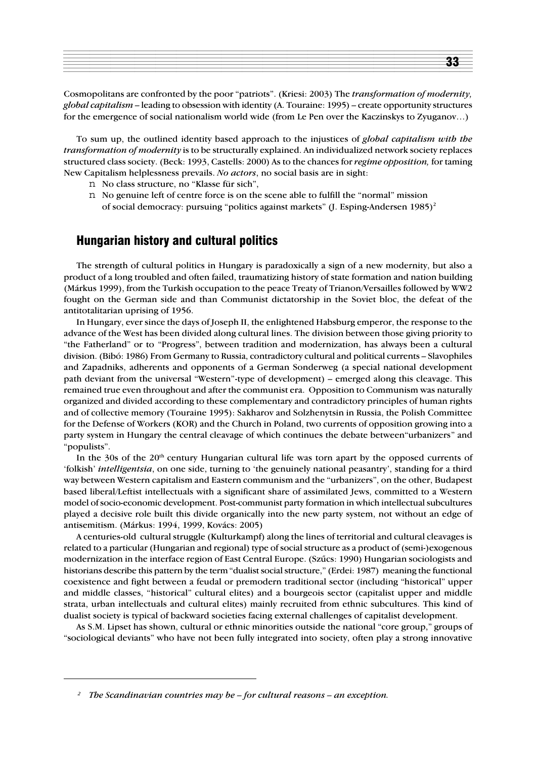Cosmopolitans are confronted by the poor "patriots". (Kriesi: 2003) The *transformation of modernity, global capitalism* – leading to obsession with identity (A. Touraine: 1995) – create opportunity structures for the emergence of social nationalism world wide (from Le Pen over the Kaczinskys to Zyuganov…)

To sum up, the outlined identity based approach to the injustices of *global capitalism with the transformation of modernity* is to be structurally explained. An individualized network society replaces structured class society. (Beck: 1993, Castells: 2000) As to the chances for *regime opposition,* for taming New Capitalism helplessness prevails. *No actors*, no social basis are in sight:

- No class structure, no "Klasse für sich",
- No genuine left of centre force is on the scene able to fulfill the "normal" mission of social democracy: pursuing "politics against markets" (J. Esping-Andersen 1985)[2]

## Hungarian history and cultural politics

The strength of cultural politics in Hungary is paradoxically a sign of a new modernity, but also a product of a long troubled and often failed, traumatizing history of state formation and nation building (Márkus 1999), from the Turkish occupation to the peace Treaty of Trianon/Versailles followed by WW2 fought on the German side and than Communist dictatorship in the Soviet bloc, the defeat of the antitotalitarian uprising of 1956.

In Hungary, ever since the days of Joseph II, the enlightened Habsburg emperor, the response to the advance of the West has been divided along cultural lines. The division between those giving priority to "the Fatherland" or to "Progress", between tradition and modernization, has always been a cultural division. (Bibó: 1986) From Germany to Russia, contradictory cultural and political currents – Slavophiles and Zapadniks, adherents and opponents of a German Sonderweg (a special national development path deviant from the universal "Western"-type of development) – emerged along this cleavage. This remained true even throughout and after the communist era. Opposition to Communism was naturally organized and divided according to these complementary and contradictory principles of human rights and of collective memory (Touraine 1995): Sakharov and Solzhenytsin in Russia, the Polish Committee for the Defense of Workers (KOR) and the Church in Poland, two currents of opposition growing into a party system in Hungary the central cleavage of which continues the debate between"urbanizers" and "populists".

In the 30s of the 20th century Hungarian cultural life was torn apart by the opposed currents of 'folkish' *intelligentsia*, on one side, turning to 'the genuinely national peasantry', standing for a third way between Western capitalism and Eastern communism and the "urbanizers", on the other, Budapest based liberal/Leftist intellectuals with a significant share of assimilated Jews, committed to a Western model of socio-economic development. Post-communist party formation in which intellectual subcultures played a decisive role built this divide organically into the new party system, not without an edge of antisemitism. (Márkus: 1994, 1999, Kovács: 2005)

A centuries-old cultural struggle (Kulturkampf) along the lines of territorial and cultural cleavages is related to a particular (Hungarian and regional) type of social structure as a product of (semi-)exogenous modernization in the interface region of East Central Europe. (Szűcs: 1990) Hungarian sociologists and historians describe this pattern by the term "dualist social structure," (Erdei: 1987) meaning the functional coexistence and fight between a feudal or premodern traditional sector (including "historical" upper and middle classes, "historical" cultural elites) and a bourgeois sector (capitalist upper and middle strata, urban intellectuals and cultural elites) mainly recruited from ethnic subcultures. This kind of dualist society is typical of backward societies facing external challenges of capitalist development.

As S.M. Lipset has shown, cultural or ethnic minorities outside the national "core group," groups of "sociological deviants" who have not been fully integrated into society, often play a strong innovative

---

[2] *The Scandinavian countries may be – for cultural reasons – an exception.*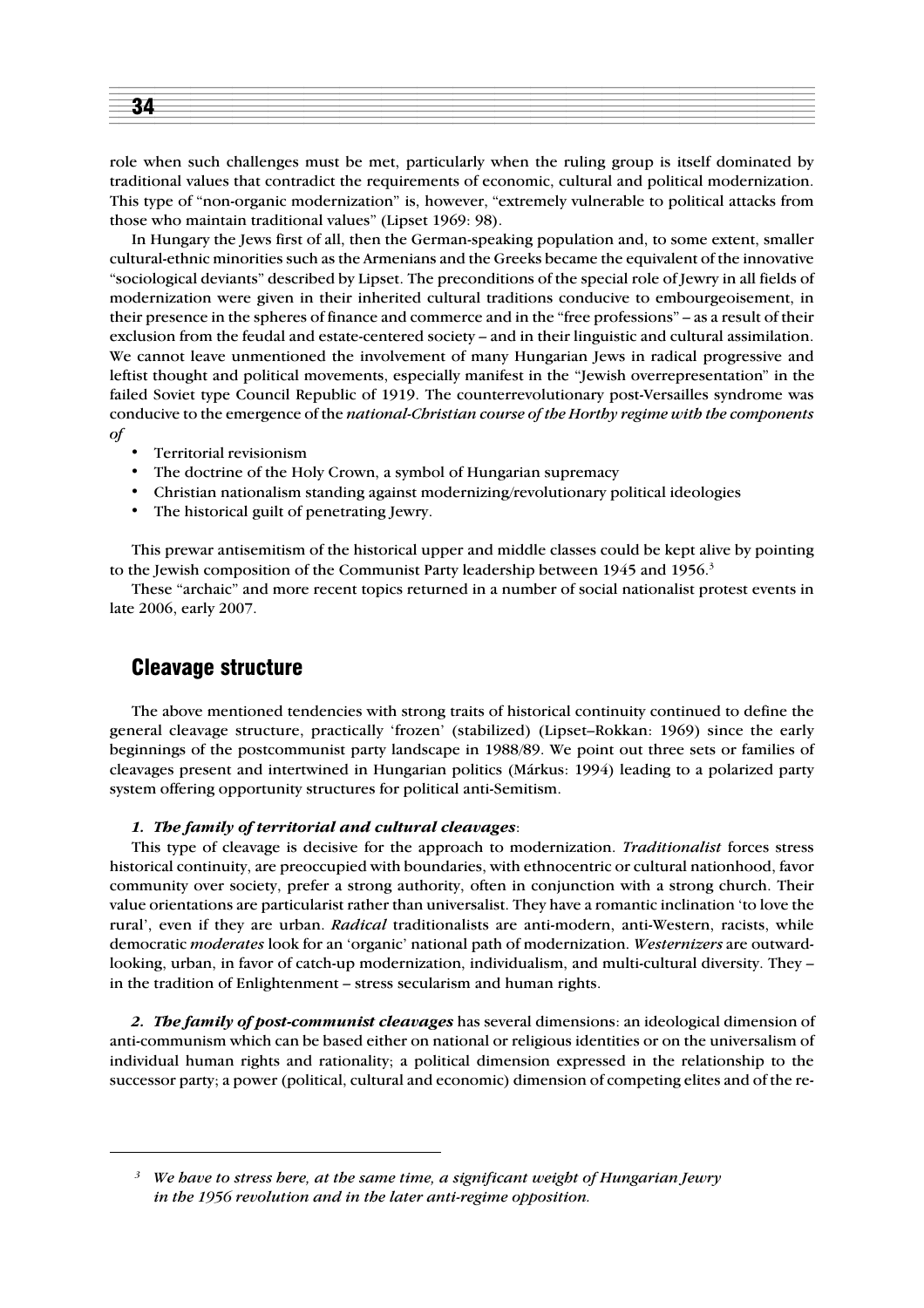role when such challenges must be met, particularly when the ruling group is itself dominated by traditional values that contradict the requirements of economic, cultural and political modernization. This type of "non-organic modernization" is, however, "extremely vulnerable to political attacks from those who maintain traditional values" (Lipset 1969: 98).

In Hungary the Jews first of all, then the German-speaking population and, to some extent, smaller cultural-ethnic minorities such as the Armenians and the Greeks became the equivalent of the innovative "sociological deviants" described by Lipset. The preconditions of the special role of Jewry in all fields of modernization were given in their inherited cultural traditions conducive to embourgeoisement, in their presence in the spheres of finance and commerce and in the "free professions" – as a result of their exclusion from the feudal and estate-centered society – and in their linguistic and cultural assimilation. We cannot leave unmentioned the involvement of many Hungarian Jews in radical progressive and leftist thought and political movements, especially manifest in the "Jewish overrepresentation" in the failed Soviet type Council Republic of 1919. The counterrevolutionary post-Versailles syndrome was conducive to the emergence of the *national-Christian course of the Horthy regime with the components of*

- Territorial revisionism
- The doctrine of the Holy Crown, a symbol of Hungarian supremacy
- Christian nationalism standing against modernizing/revolutionary political ideologies
- The historical guilt of penetrating Jewry.

This prewar antisemitism of the historical upper and middle classes could be kept alive by pointing to the Jewish composition of the Communist Party leadership between 1945 and 1956.[3]

These "archaic" and more recent topics returned in a number of social nationalist protest events in late 2006, early 2007.

## Cleavage structure

The above mentioned tendencies with strong traits of historical continuity continued to define the general cleavage structure, practically 'frozen' (stabilized) (Lipset–Rokkan: 1969) since the early beginnings of the postcommunist party landscape in 1988/89. We point out three sets or families of cleavages present and intertwined in Hungarian politics (Márkus: 1994) leading to a polarized party system offering opportunity structures for political anti-Semitism.

***1. The family of territorial and cultural cleavages***:

This type of cleavage is decisive for the approach to modernization. *Traditionalist* forces stress historical continuity, are preoccupied with boundaries, with ethnocentric or cultural nationhood, favor community over society, prefer a strong authority, often in conjunction with a strong church. Their value orientations are particularist rather than universalist. They have a romantic inclination 'to love the rural', even if they are urban. *Radical* traditionalists are anti-modern, anti-Western, racists, while democratic *moderates* look for an 'organic' national path of modernization. *Westernizers* are outward-looking, urban, in favor of catch-up modernization, individualism, and multi-cultural diversity. They – in the tradition of Enlightenment – stress secularism and human rights.

***2. The family of post-communist cleavages*** has several dimensions: an ideological dimension of anti-communism which can be based either on national or religious identities or on the universalism of individual human rights and rationality; a political dimension expressed in the relationship to the successor party; a power (political, cultural and economic) dimension of competing elites and of the re-

---

[3] *We have to stress here, at the same time, a significant weight of Hungarian Jewry in the 1956 revolution and in the later anti-regime opposition.*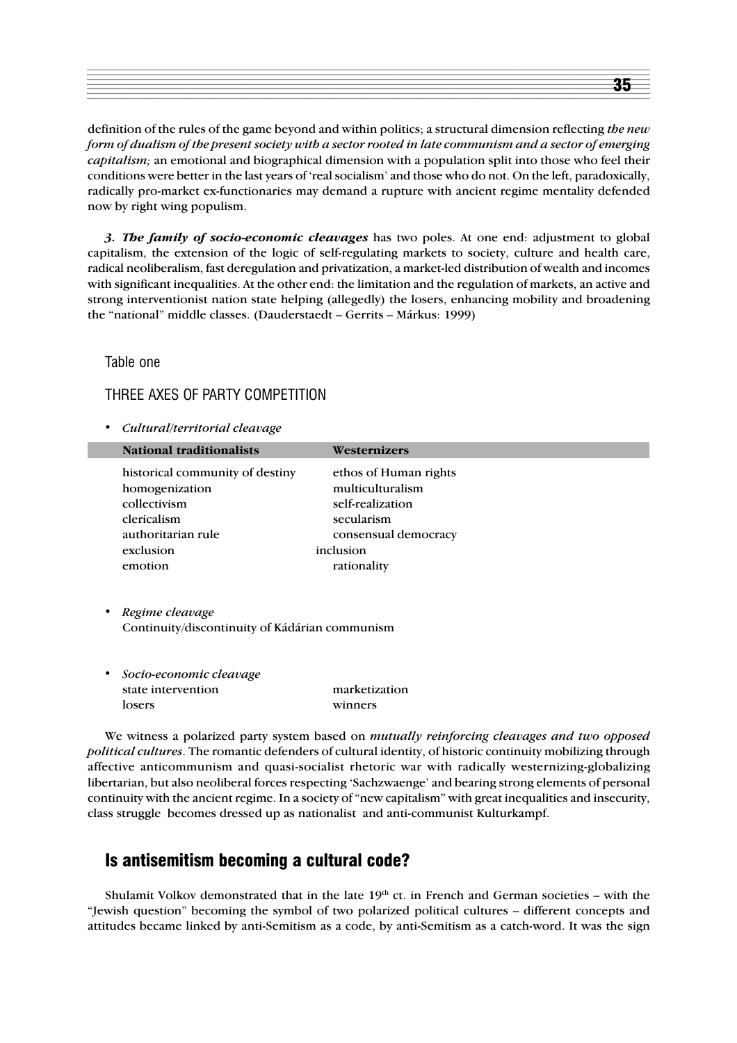definition of the rules of the game beyond and within politics; a structural dimension reflecting *the new form of dualism of the present society with a sector rooted in late communism and a sector of emerging capitalism;* an emotional and biographical dimension with a population split into those who feel their conditions were better in the last years of 'real socialism' and those who do not. On the left, paradoxically, radically pro-market ex-functionaries may demand a rupture with ancient regime mentality defended now by right wing populism.

***3. The family of socio-economic cleavages*** has two poles. At one end: adjustment to global capitalism, the extension of the logic of self-regulating markets to society, culture and health care, radical neoliberalism, fast deregulation and privatization, a market-led distribution of wealth and incomes with significant inequalities. At the other end: the limitation and the regulation of markets, an active and strong interventionist nation state helping (allegedly) the losers, enhancing mobility and broadening the "national" middle classes. (Dauderstaedt – Gerrits – Márkus: 1999)

Table one

THREE AXES OF PARTY COMPETITION

- *Cultural/territorial cleavage*

| National traditionalists | Westernizers |
|---|---|
| historical community of destiny | ethos of Human rights |
| homogenization | multiculturalism |
| collectivism | self-realization |
| clericalism | secularism |
| authoritarian rule | consensual democracy |
| exclusion | inclusion |
| emotion | rationality |

- *Regime cleavage*
  Continuity/discontinuity of Kádárian communism

- *Socio-economic cleavage*

| | |
|---|---|
| state intervention | marketization |
| losers | winners |

We witness a polarized party system based on *mutually reinforcing cleavages and two opposed political cultures*. The romantic defenders of cultural identity, of historic continuity mobilizing through affective anticommunism and quasi-socialist rhetoric war with radically westernizing-globalizing libertarian, but also neoliberal forces respecting 'Sachzwaenge' and bearing strong elements of personal continuity with the ancient regime. In a society of "new capitalism" with great inequalities and insecurity, class struggle becomes dressed up as nationalist and anti-communist Kulturkampf.

## Is antisemitism becoming a cultural code?

Shulamit Volkov demonstrated that in the late 19th ct. in French and German societies – with the "Jewish question" becoming the symbol of two polarized political cultures – different concepts and attitudes became linked by anti-Semitism as a code, by anti-Semitism as a catch-word. It was the sign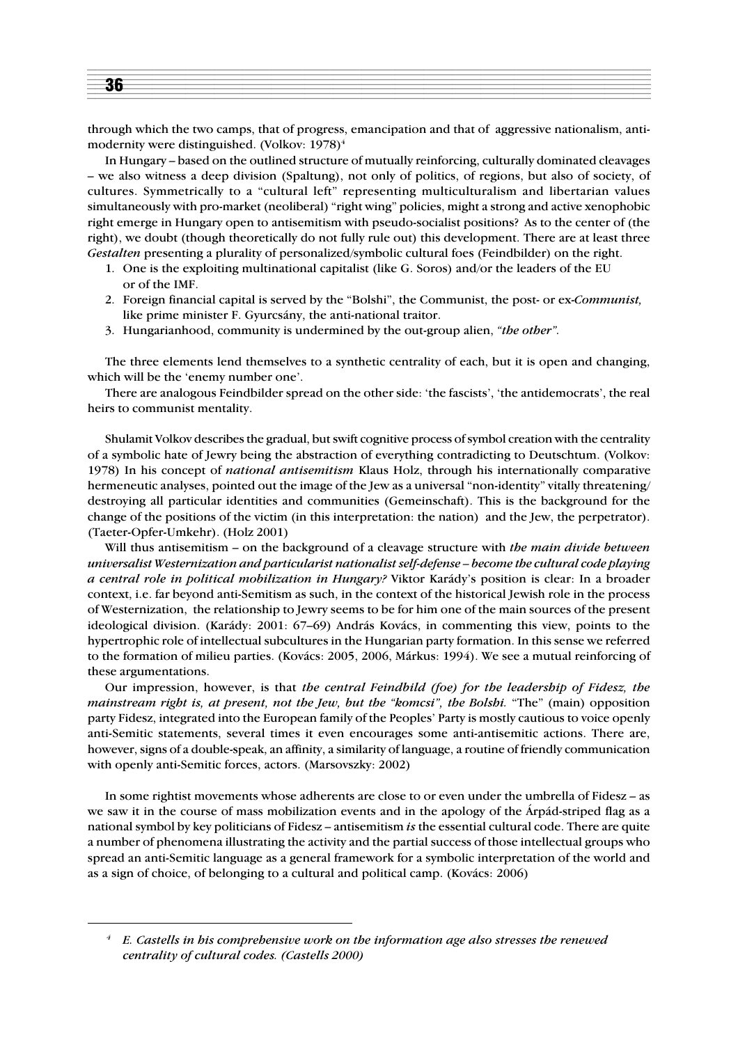through which the two camps, that of progress, emancipation and that of aggressive nationalism, anti-modernity were distinguished. (Volkov: 1978)[4]

In Hungary – based on the outlined structure of mutually reinforcing, culturally dominated cleavages – we also witness a deep division (Spaltung), not only of politics, of regions, but also of society, of cultures. Symmetrically to a "cultural left" representing multiculturalism and libertarian values simultaneously with pro-market (neoliberal) "right wing" policies, might a strong and active xenophobic right emerge in Hungary open to antisemitism with pseudo-socialist positions? As to the center of (the right), we doubt (though theoretically do not fully rule out) this development. There are at least three *Gestalten* presenting a plurality of personalized/symbolic cultural foes (Feindbilder) on the right.

1. One is the exploiting multinational capitalist (like G. Soros) and/or the leaders of the EU or of the IMF.
2. Foreign financial capital is served by the "Bolshi", the Communist, the post- or ex-*Communist,* like prime minister F. Gyurcsány, the anti-national traitor.
3. Hungarianhood, community is undermined by the out-group alien, *"the other".*

The three elements lend themselves to a synthetic centrality of each, but it is open and changing, which will be the 'enemy number one'.

There are analogous Feindbilder spread on the other side: 'the fascists', 'the antidemocrats', the real heirs to communist mentality.

Shulamit Volkov describes the gradual, but swift cognitive process of symbol creation with the centrality of a symbolic hate of Jewry being the abstraction of everything contradicting to Deutschtum. (Volkov: 1978) In his concept of *national antisemitism* Klaus Holz, through his internationally comparative hermeneutic analyses, pointed out the image of the Jew as a universal "non-identity" vitally threatening/ destroying all particular identities and communities (Gemeinschaft). This is the background for the change of the positions of the victim (in this interpretation: the nation) and the Jew, the perpetrator). (Taeter-Opfer-Umkehr). (Holz 2001)

Will thus antisemitism – on the background of a cleavage structure with *the main divide between universalist Westernization and particularist nationalist self-defense – become the cultural code playing a central role in political mobilization in Hungary?* Viktor Karády's position is clear: In a broader context, i.e. far beyond anti-Semitism as such, in the context of the historical Jewish role in the process of Westernization, the relationship to Jewry seems to be for him one of the main sources of the present ideological division. (Karády: 2001: 67–69) András Kovács, in commenting this view, points to the hypertrophic role of intellectual subcultures in the Hungarian party formation. In this sense we referred to the formation of milieu parties. (Kovács: 2005, 2006, Márkus: 1994). We see a mutual reinforcing of these argumentations.

Our impression, however, is that *the central Feindbild (foe) for the leadership of Fidesz, the mainstream right is, at present, not the Jew, but the "komcsi", the Bolshi.* "The" (main) opposition party Fidesz, integrated into the European family of the Peoples' Party is mostly cautious to voice openly anti-Semitic statements, several times it even encourages some anti-antisemitic actions. There are, however, signs of a double-speak, an affinity, a similarity of language, a routine of friendly communication with openly anti-Semitic forces, actors. (Marsovszky: 2002)

In some rightist movements whose adherents are close to or even under the umbrella of Fidesz – as we saw it in the course of mass mobilization events and in the apology of the Árpád-striped flag as a national symbol by key politicians of Fidesz – antisemitism *is* the essential cultural code. There are quite a number of phenomena illustrating the activity and the partial success of those intellectual groups who spread an anti-Semitic language as a general framework for a symbolic interpretation of the world and as a sign of choice, of belonging to a cultural and political camp. (Kovács: 2006)

---

[4] *E. Castells in his comprehensive work on the information age also stresses the renewed centrality of cultural codes. (Castells 2000)*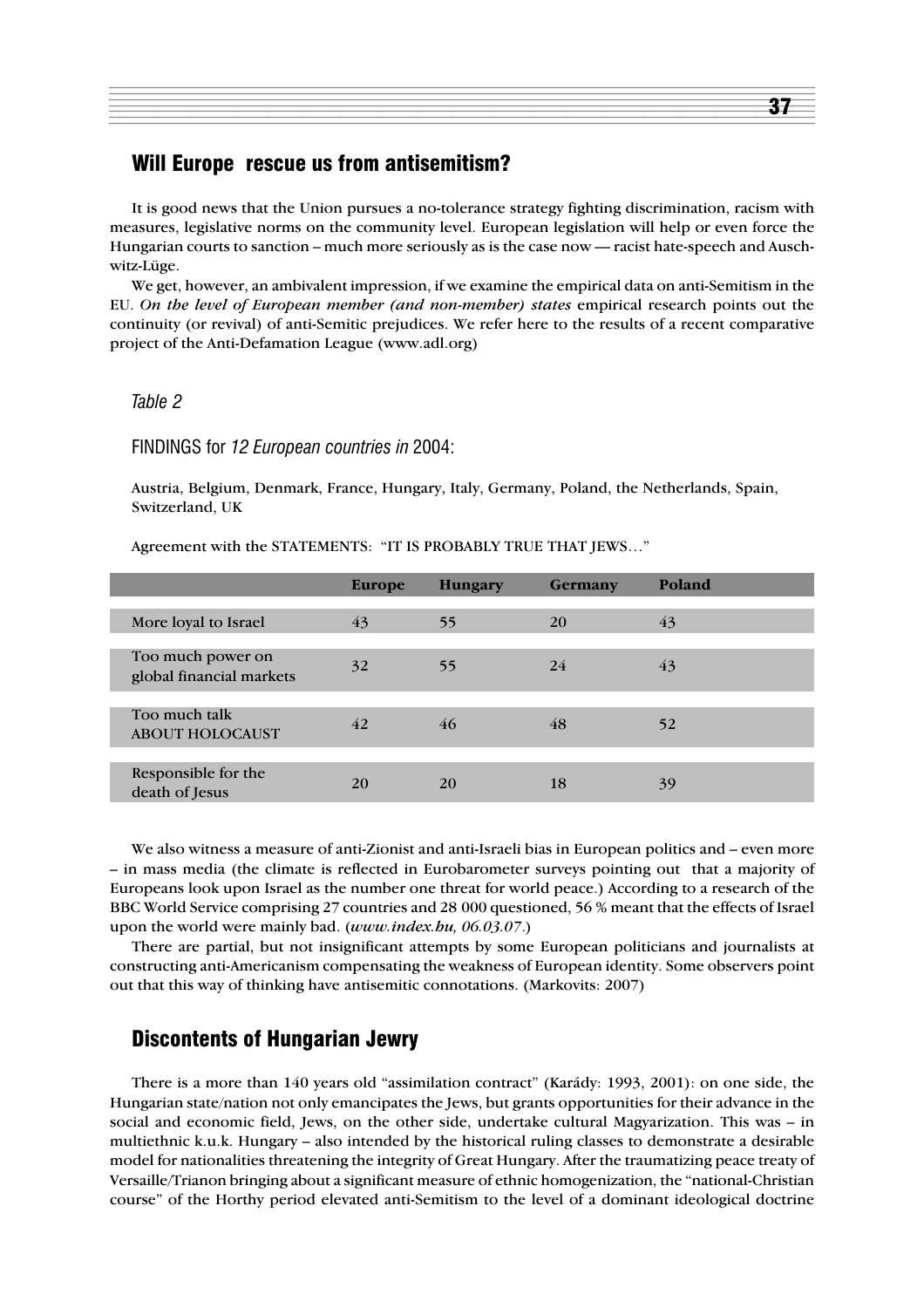## Will Europe rescue us from antisemitism?

It is good news that the Union pursues a no-tolerance strategy fighting discrimination, racism with measures, legislative norms on the community level. European legislation will help or even force the Hungarian courts to sanction – much more seriously as is the case now — racist hate-speech and Auschwitz-Lüge.

We get, however, an ambivalent impression, if we examine the empirical data on anti-Semitism in the EU. *On the level of European member (and non-member) states* empirical research points out the continuity (or revival) of anti-Semitic prejudices. We refer here to the results of a recent comparative project of the Anti-Defamation League (www.adl.org)

*Table 2*

FINDINGS for *12 European countries in* 2004:

Austria, Belgium, Denmark, France, Hungary, Italy, Germany, Poland, the Netherlands, Spain, Switzerland, UK

Agreement with the STATEMENTS: "IT IS PROBABLY TRUE THAT JEWS…"

| | **Europe** | **Hungary** | **Germany** | **Poland** |
|---|---|---|---|---|
| More loyal to Israel | 43 | 55 | 20 | 43 |
| Too much power on global financial markets | 32 | 55 | 24 | 43 |
| Too much talk ABOUT HOLOCAUST | 42 | 46 | 48 | 52 |
| Responsible for the death of Jesus | 20 | 20 | 18 | 39 |

We also witness a measure of anti-Zionist and anti-Israeli bias in European politics and – even more – in mass media (the climate is reflected in Eurobarometer surveys pointing out that a majority of Europeans look upon Israel as the number one threat for world peace.) According to a research of the BBC World Service comprising 27 countries and 28 000 questioned, 56 % meant that the effects of Israel upon the world were mainly bad. (*www.index.hu, 06.03.07*.)

There are partial, but not insignificant attempts by some European politicians and journalists at constructing anti-Americanism compensating the weakness of European identity. Some observers point out that this way of thinking have antisemitic connotations. (Markovits: 2007)

## Discontents of Hungarian Jewry

There is a more than 140 years old "assimilation contract" (Karády: 1993, 2001): on one side, the Hungarian state/nation not only emancipates the Jews, but grants opportunities for their advance in the social and economic field, Jews, on the other side, undertake cultural Magyarization. This was – in multiethnic k.u.k. Hungary – also intended by the historical ruling classes to demonstrate a desirable model for nationalities threatening the integrity of Great Hungary. After the traumatizing peace treaty of Versaille/Trianon bringing about a significant measure of ethnic homogenization, the "national-Christian course" of the Horthy period elevated anti-Semitism to the level of a dominant ideological doctrine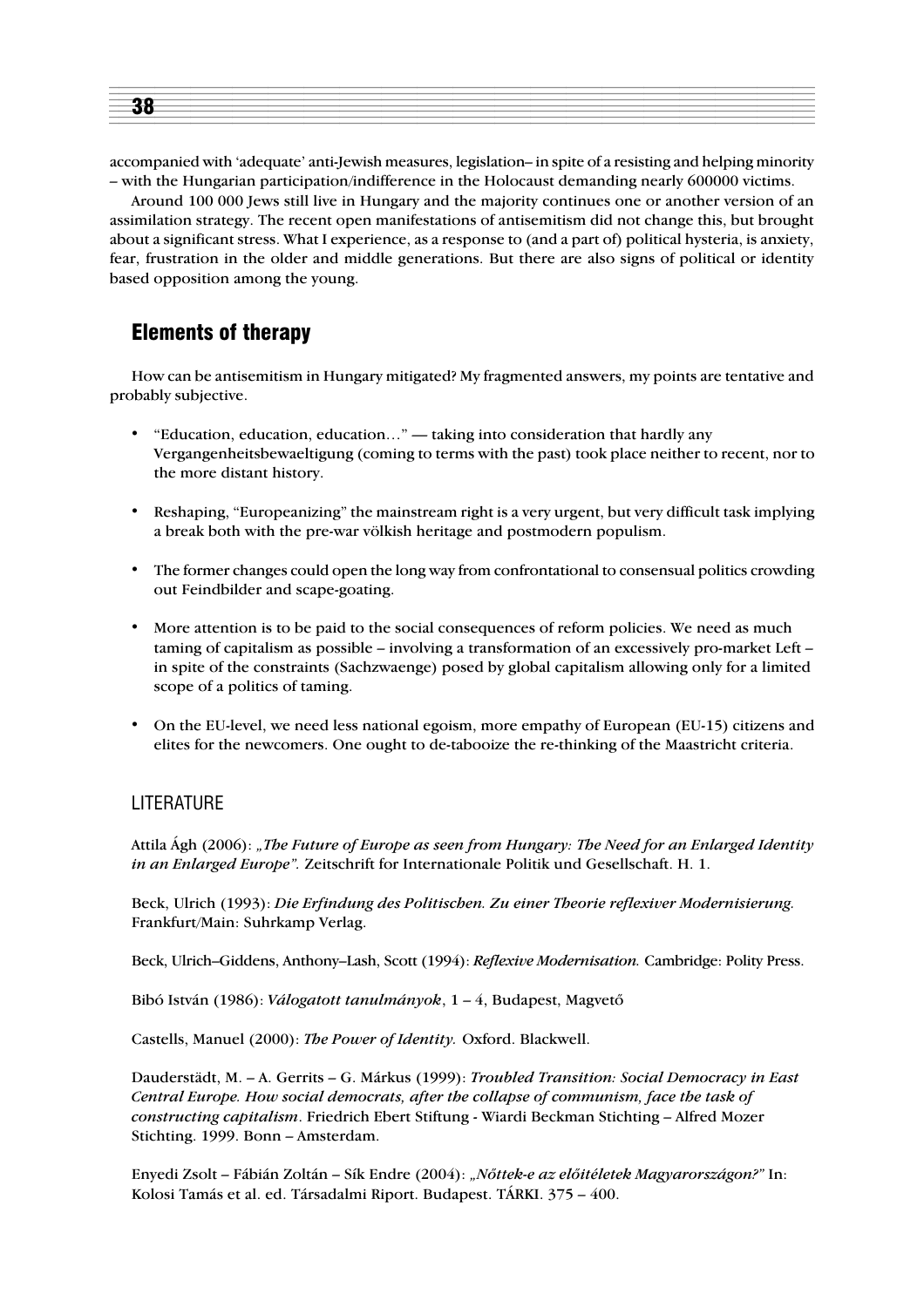accompanied with 'adequate' anti-Jewish measures, legislation– in spite of a resisting and helping minority – with the Hungarian participation/indifference in the Holocaust demanding nearly 600000 victims.

Around 100 000 Jews still live in Hungary and the majority continues one or another version of an assimilation strategy. The recent open manifestations of antisemitism did not change this, but brought about a significant stress. What I experience, as a response to (and a part of) political hysteria, is anxiety, fear, frustration in the older and middle generations. But there are also signs of political or identity based opposition among the young.

## Elements of therapy

How can be antisemitism in Hungary mitigated? My fragmented answers, my points are tentative and probably subjective.

- "Education, education, education…" — taking into consideration that hardly any Vergangenheitsbewaeltigung (coming to terms with the past) took place neither to recent, nor to the more distant history.
- Reshaping, "Europeanizing" the mainstream right is a very urgent, but very difficult task implying a break both with the pre-war völkish heritage and postmodern populism.
- The former changes could open the long way from confrontational to consensual politics crowding out Feindbilder and scape-goating.
- More attention is to be paid to the social consequences of reform policies. We need as much taming of capitalism as possible – involving a transformation of an excessively pro-market Left – in spite of the constraints (Sachzwaenge) posed by global capitalism allowing only for a limited scope of a politics of taming.
- On the EU-level, we need less national egoism, more empathy of European (EU-15) citizens and elites for the newcomers. One ought to de-tabooize the re-thinking of the Maastricht criteria.

### LITERATURE

Attila Ágh (2006): *„The Future of Europe as seen from Hungary: The Need for an Enlarged Identity in an Enlarged Europe".* Zeitschrift for Internationale Politik und Gesellschaft. H. 1.

Beck, Ulrich (1993): *Die Erfindung des Politischen. Zu einer Theorie reflexiver Modernisierung.* Frankfurt/Main: Suhrkamp Verlag.

Beck, Ulrich–Giddens, Anthony–Lash, Scott (1994): *Reflexive Modernisation.* Cambridge: Polity Press.

Bibó István (1986): *Válogatott tanulmányok*, 1 – 4, Budapest, Magvető

Castells, Manuel (2000): *The Power of Identity.* Oxford. Blackwell.

Dauderstädt, M. – A. Gerrits – G. Márkus (1999): *Troubled Transition: Social Democracy in East Central Europe. How social democrats, after the collapse of communism, face the task of constructing capitalism*. Friedrich Ebert Stiftung - Wiardi Beckman Stichting – Alfred Mozer Stichting. 1999. Bonn – Amsterdam.

Enyedi Zsolt – Fábián Zoltán – Sík Endre (2004): *„Nőttek-e az előítéletek Magyarországon?"* In: Kolosi Tamás et al. ed. Társadalmi Riport. Budapest. TÁRKI. 375 – 400.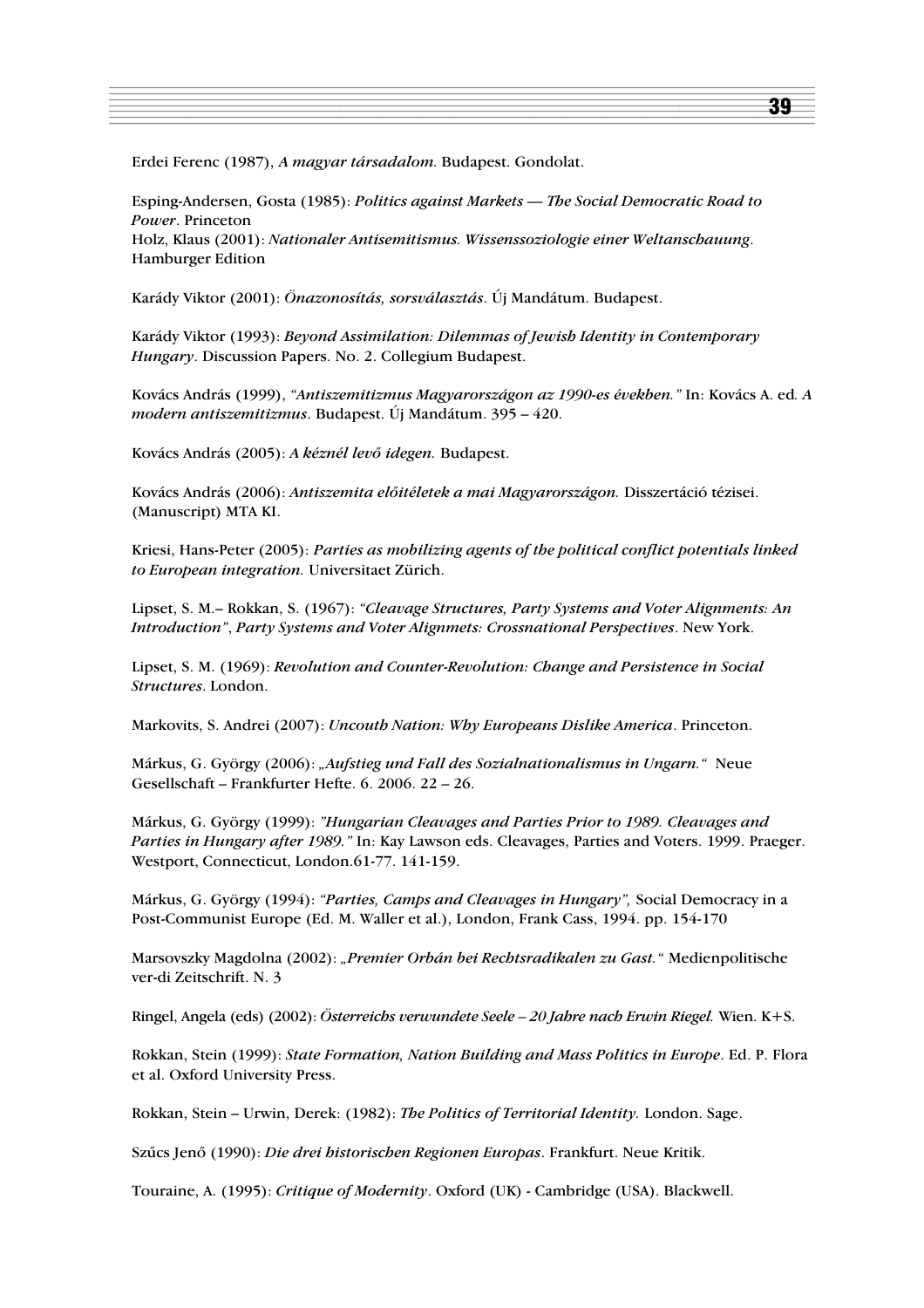Erdei Ferenc (1987), *A magyar társadalom*. Budapest. Gondolat.

Esping-Andersen, Gosta (1985): *Politics against Markets — The Social Democratic Road to Power*. Princeton
Holz, Klaus (2001): *Nationaler Antisemitismus. Wissenssoziologie einer Weltanschauung*. Hamburger Edition

Karády Viktor (2001): *Önazonosítás, sorsválasztás*. Új Mandátum. Budapest.

Karády Viktor (1993): *Beyond Assimilation: Dilemmas of Jewish Identity in Contemporary Hungary*. Discussion Papers. No. 2. Collegium Budapest.

Kovács András (1999), *"Antiszemitizmus Magyarországon az 1990-es években."* In: Kovács A. ed. *A modern antiszemitizmus*. Budapest. Új Mandátum. 395 – 420.

Kovács András (2005): *A kéznél levő idegen.* Budapest.

Kovács András (2006): *Antiszemita előítéletek a mai Magyarországon.* Disszertáció tézisei. (Manuscript) MTA KI.

Kriesi, Hans-Peter (2005): *Parties as mobilizing agents of the political conflict potentials linked to European integration.* Universitaet Zürich.

Lipset, S. M.– Rokkan, S. (1967): *"Cleavage Structures, Party Systems and Voter Alignments: An Introduction"*, *Party Systems and Voter Alignmets: Crossnational Perspectives*. New York.

Lipset, S. M. (1969): *Revolution and Counter-Revolution: Change and Persistence in Social Structures*. London.

Markovits, S. Andrei (2007): *Uncouth Nation: Why Europeans Dislike America*. Princeton.

Márkus, G. György (2006): *„Aufstieg und Fall des Sozialnationalismus in Ungarn."* Neue Gesellschaft – Frankfurter Hefte. 6. 2006. 22 – 26.

Márkus, G. György (1999): *"Hungarian Cleavages and Parties Prior to 1989. Cleavages and Parties in Hungary after 1989."* In: Kay Lawson eds. Cleavages, Parties and Voters. 1999. Praeger. Westport, Connecticut, London.61-77. 141-159.

Márkus, G. György (1994): *"Parties, Camps and Cleavages in Hungary",* Social Democracy in a Post-Communist Europe (Ed. M. Waller et al.), London, Frank Cass, 1994. pp. 154-170

Marsovszky Magdolna (2002): *„Premier Orbán bei Rechtsradikalen zu Gast."* Medienpolitische ver-di Zeitschrift. N. 3

Ringel, Angela (eds) (2002): *Österreichs verwundete Seele – 20 Jahre nach Erwin Riegel.* Wien. K+S.

Rokkan, Stein (1999): *State Formation, Nation Building and Mass Politics in Europe*. Ed. P. Flora et al. Oxford University Press.

Rokkan, Stein – Urwin, Derek: (1982): *The Politics of Territorial Identity.* London. Sage.

Szűcs Jenő (1990): *Die drei historischen Regionen Europas*. Frankfurt. Neue Kritik.

Touraine, A. (1995): *Critique of Modernity*. Oxford (UK) - Cambridge (USA). Blackwell.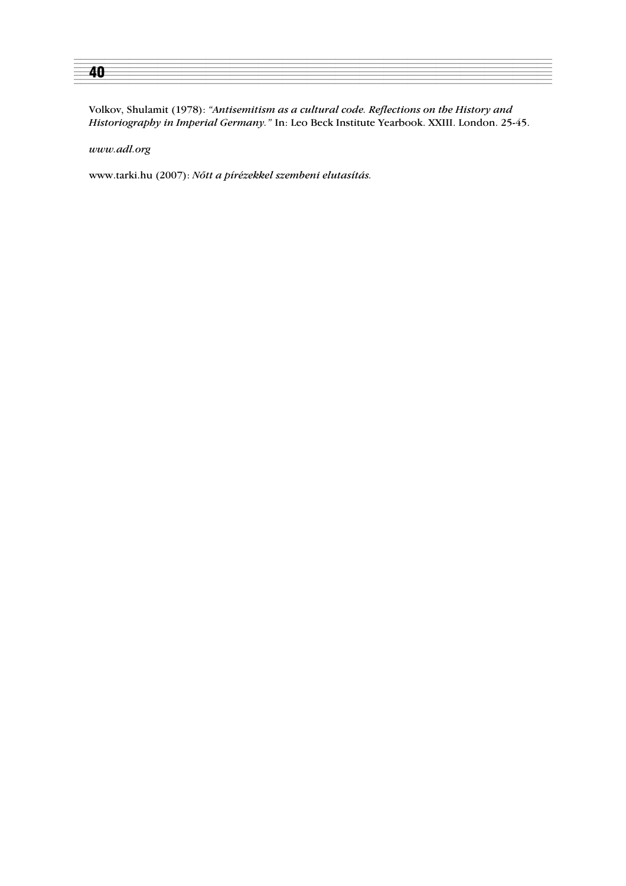Volkov, Shulamit (1978): *"Antisemitism as a cultural code. Reflections on the History and Historiography in Imperial Germany."* In: Leo Beck Institute Yearbook. XXIII. London. 25-45.

*www.adl.org*

www.tarki.hu (2007): *Nőtt a pírézekkel szembeni elutasítás.*